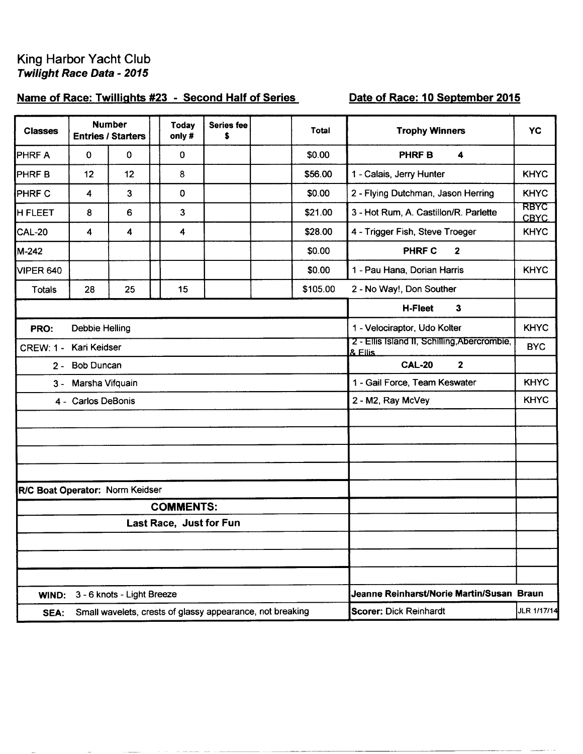# King Harbor Yacht Club

***Twilight Race Data - 2015***

**Name of Race: Twillights #23 - Second Half of Series**

**Date of Race: 10 September 2015**

| Classes | Number Entries | Starters | | Today only # | Series fee $ | | Total |
|---|---|---|---|---|---|---|---|
| PHRF A | 0 | 0 | | 0 | | | $0.00 |
| PHRF B | 12 | 12 | | 8 | | | $56.00 |
| PHRF C | 4 | 3 | | 0 | | | $0.00 |
| H FLEET | 8 | 6 | | 3 | | | $21.00 |
| CAL-20 | 4 | 4 | | 4 | | | $28.00 |
| M-242 | | | | | | | $0.00 |
| VIPER 640 | | | | | | | $0.00 |
| Totals | 28 | 25 | | 15 | | | $105.00 |

**PRO:** Debbie Helling

CREW: 1 - Kari Keidser

2 - Bob Duncan

3 - Marsha Vifquain

4 - Carlos DeBonis

**R/C Boat Operator:** Norm Keidser

**COMMENTS:**

**Last Race, Just for Fun**

**WIND:** 3 - 6 knots - Light Breeze

**SEA:** Small wavelets, crests of glassy appearance, not breaking

| Trophy Winners | YC |
|---|---|
| **PHRF B 4** | |
| 1 - Calais, Jerry Hunter | KHYC |
| 2 - Flying Dutchman, Jason Herring | KHYC |
| 3 - Hot Rum, A. Castillon/R. Parlette | RBYC CBYC |
| 4 - Trigger Fish, Steve Troeger | KHYC |
| **PHRF C 2** | |
| 1 - Pau Hana, Dorian Harris | KHYC |
| 2 - No Way!, Don Souther | |
| **H-Fleet 3** | |
| 1 - Velociraptor, Udo Kolter | KHYC |
| 2 - Ellis Island II, Schilling,Abercrombie, & Ellis | BYC |
| **CAL-20 2** | |
| 1 - Gail Force, Team Keswater | KHYC |
| 2 - M2, Ray McVey | KHYC |

**Jeanne Reinharst/Norie Martin/Susan Braun**

**Scorer:** Dick Reinhardt

JLR 1/17/14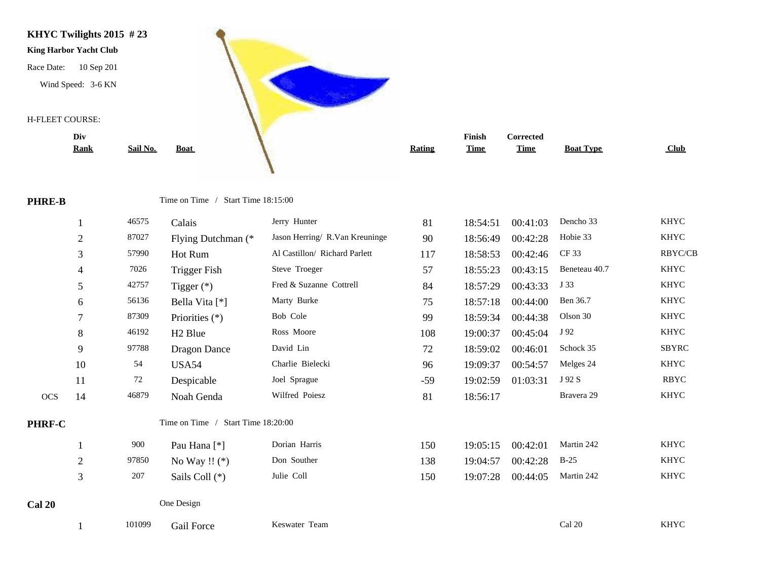**KHYC Twilights 2015 # 23**

**King Harbor Yacht Club**

Race Date: 10 Sep 201

Wind Speed: 3-6 KN

H-FLEET COURSE:

| | Div Rank | Sail No. | Boat | | Rating | Finish Time | Corrected Time | Boat Type | Club |
|---|---|---|---|---|---|---|---|---|---|
| **PHRE-B** | | | Time on Time / Start Time 18:15:00 | | | | | | |
| | 1 | 46575 | Calais | Jerry Hunter | 81 | 18:54:51 | 00:41:03 | Dencho 33 | KHYC |
| | 2 | 87027 | Flying Dutchman (* | Jason Herring/ R.Van Kreuninge | 90 | 18:56:49 | 00:42:28 | Hobie 33 | KHYC |
| | 3 | 57990 | Hot Rum | Al Castillon/ Richard Parlett | 117 | 18:58:53 | 00:42:46 | CF 33 | RBYC/CB |
| | 4 | 7026 | Trigger Fish | Steve Troeger | 57 | 18:55:23 | 00:43:15 | Beneteau 40.7 | KHYC |
| | 5 | 42757 | Tigger (*) | Fred & Suzanne Cottrell | 84 | 18:57:29 | 00:43:33 | J 33 | KHYC |
| | 6 | 56136 | Bella Vita [*] | Marty Burke | 75 | 18:57:18 | 00:44:00 | Ben 36.7 | KHYC |
| | 7 | 87309 | Priorities (*) | Bob Cole | 99 | 18:59:34 | 00:44:38 | Olson 30 | KHYC |
| | 8 | 46192 | H2 Blue | Ross Moore | 108 | 19:00:37 | 00:45:04 | J 92 | KHYC |
| | 9 | 97788 | Dragon Dance | David Lin | 72 | 18:59:02 | 00:46:01 | Schock 35 | SBYRC |
| | 10 | 54 | USA54 | Charlie Bielecki | 96 | 19:09:37 | 00:54:57 | Melges 24 | KHYC |
| | 11 | 72 | Despicable | Joel Sprague | -59 | 19:02:59 | 01:03:31 | J 92 S | RBYC |
| OCS | 14 | 46879 | Noah Genda | Wilfred Poiesz | 81 | 18:56:17 | | Bravera 29 | KHYC |
| **PHRF-C** | | | Time on Time / Start Time 18:20:00 | | | | | | |
| | 1 | 900 | Pau Hana [*] | Dorian Harris | 150 | 19:05:15 | 00:42:01 | Martin 242 | KHYC |
| | 2 | 97850 | No Way !! (*) | Don Souther | 138 | 19:04:57 | 00:42:28 | B-25 | KHYC |
| | 3 | 207 | Sails Coll (*) | Julie Coll | 150 | 19:07:28 | 00:44:05 | Martin 242 | KHYC |
| **Cal 20** | | | One Design | | | | | | |
| | 1 | 101099 | Gail Force | Keswater Team | | | | Cal 20 | KHYC |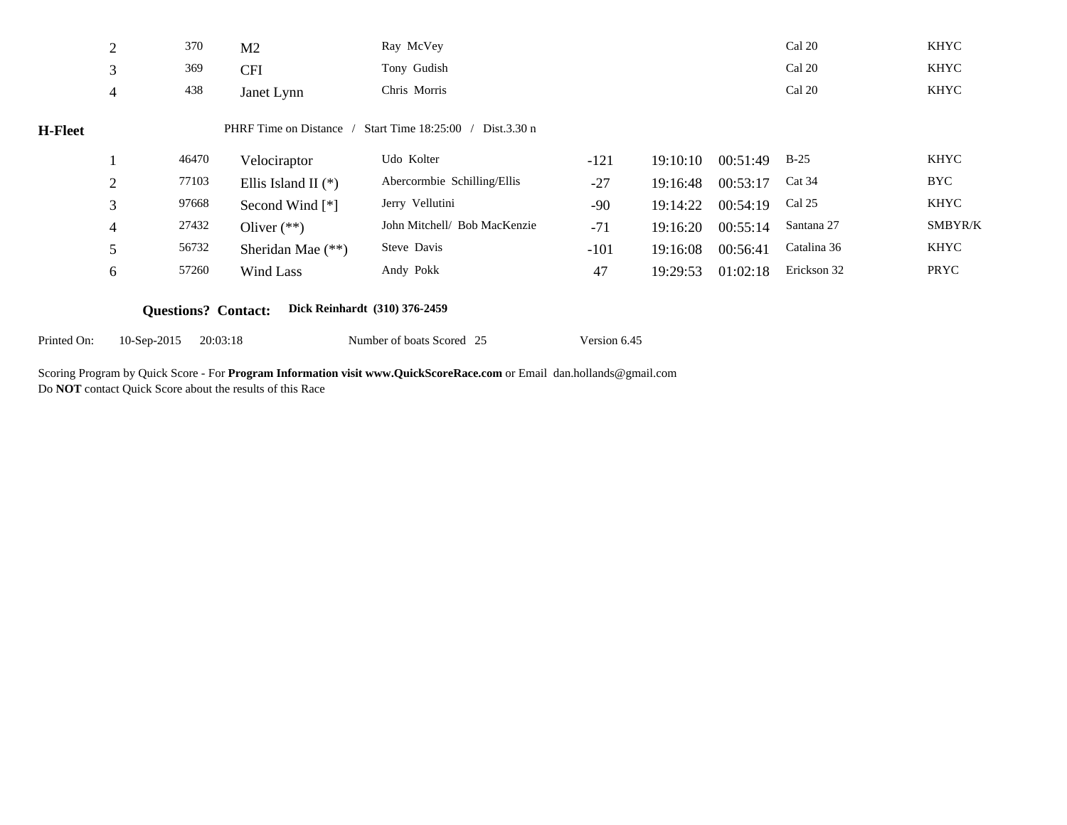| | | | | | | | | |
|---|---|---|---|---|---|---|---|---|
| 2 | 370 | M2 | Ray McVey | | | | Cal 20 | KHYC |
| 3 | 369 | CFI | Tony Gudish | | | | Cal 20 | KHYC |
| 4 | 438 | Janet Lynn | Chris Morris | | | | Cal 20 | KHYC |

**H-Fleet** PHRF Time on Distance / Start Time 18:25:00 / Dist.3.30 n

| | | | | | | | | |
|---|---|---|---|---|---|---|---|---|
| 1 | 46470 | Velociraptor | Udo Kolter | -121 | 19:10:10 | 00:51:49 | B-25 | KHYC |
| 2 | 77103 | Ellis Island II (*) | Abercormbie Schilling/Ellis | -27 | 19:16:48 | 00:53:17 | Cat 34 | BYC |
| 3 | 97668 | Second Wind [*] | Jerry Vellutini | -90 | 19:14:22 | 00:54:19 | Cal 25 | KHYC |
| 4 | 27432 | Oliver (**) | John Mitchell/ Bob MacKenzie | -71 | 19:16:20 | 00:55:14 | Santana 27 | SMBYR/K |
| 5 | 56732 | Sheridan Mae (**) | Steve Davis | -101 | 19:16:08 | 00:56:41 | Catalina 36 | KHYC |
| 6 | 57260 | Wind Lass | Andy Pokk | 47 | 19:29:53 | 01:02:18 | Erickson 32 | PRYC |

**Questions? Contact:** **Dick Reinhardt (310) 376-2459**

Printed On: 10-Sep-2015 20:03:18 Number of boats Scored 25 Version 6.45

Scoring Program by Quick Score - For **Program Information visit www.QuickScoreRace.com** or Email dan.hollands@gmail.com
Do **NOT** contact Quick Score about the results of this Race